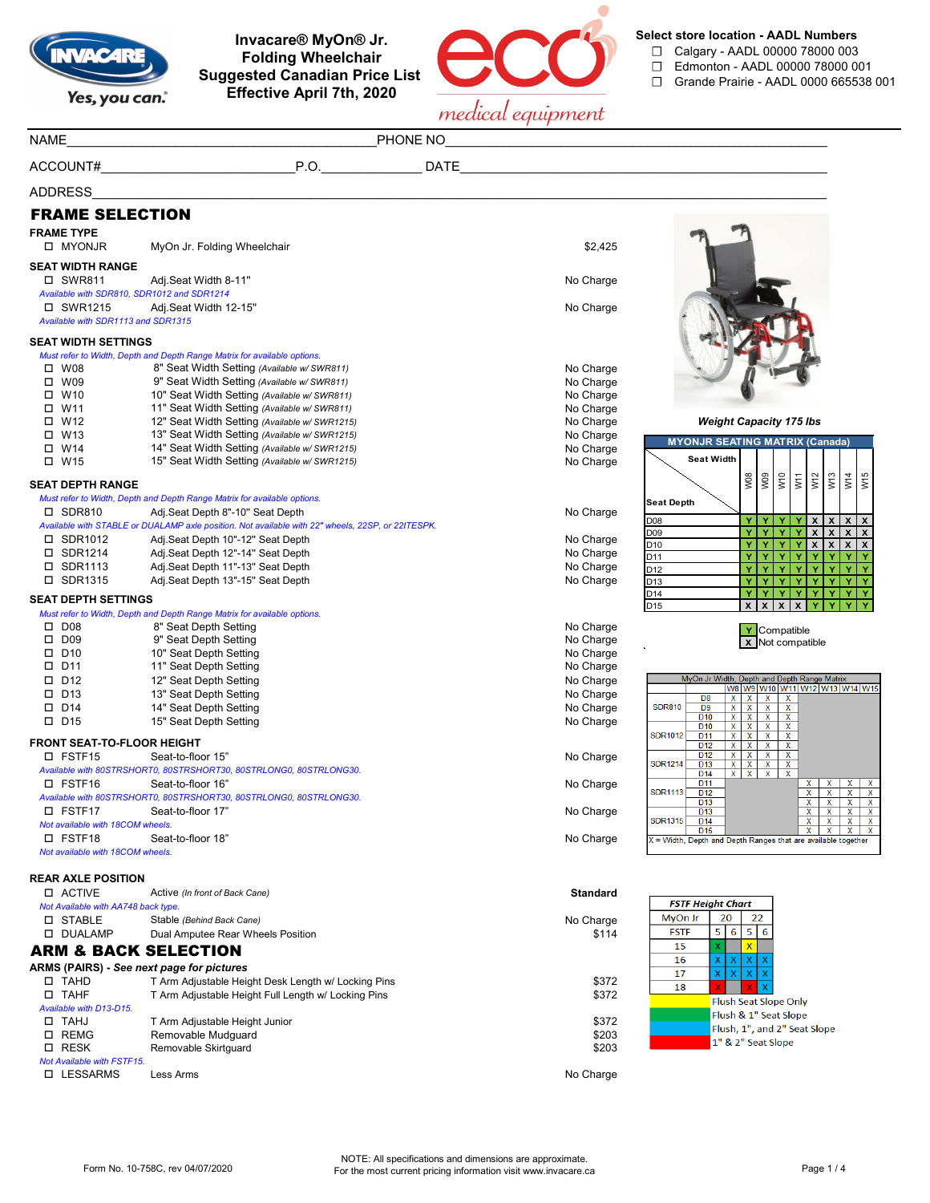# Invacare® MyOn® Jr. Folding Wheelchair Suggested Canadian Price List Effective April 7th, 2020

Yes, you can.

eco medical equipment

**Select store location - AADL Numbers**

- ☐ Calgary - AADL 00000 78000 003
- ☐ Edmonton - AADL 00000 78000 001
- ☐ Grande Prairie - AADL 0000 665538 001

NAME________________________________ PHONE NO________________________________

ACCOUNT#____________________ P.O.____________ DATE________________________

ADDRESS________________________________________________________________

## FRAME SELECTION

### FRAME TYPE

| | | |
|---|---|---|
| ☐ MYONJR | MyOn Jr. Folding Wheelchair | $2,425 |

### SEAT WIDTH RANGE

| | | |
|---|---|---|
| ☐ SWR811 | Adj.Seat Width 8-11" | No Charge |
| *Available with SDR810, SDR1012 and SDR1214* | | |
| ☐ SWR1215 | Adj.Seat Width 12-15" | No Charge |
| *Available with SDR1113 and SDR1315* | | |

### SEAT WIDTH SETTINGS

*Must refer to Width, Depth and Depth Range Matrix for available options.*

| | | |
|---|---|---|
| ☐ W08 | 8" Seat Width Setting *(Available w/ SWR811)* | No Charge |
| ☐ W09 | 9" Seat Width Setting *(Available w/ SWR811)* | No Charge |
| ☐ W10 | 10" Seat Width Setting *(Available w/ SWR811)* | No Charge |
| ☐ W11 | 11" Seat Width Setting *(Available w/ SWR811)* | No Charge |
| ☐ W12 | 12" Seat Width Setting *(Available w/ SWR1215)* | No Charge |
| ☐ W13 | 13" Seat Width Setting *(Available w/ SWR1215)* | No Charge |
| ☐ W14 | 14" Seat Width Setting *(Available w/ SWR1215)* | No Charge |
| ☐ W15 | 15" Seat Width Setting *(Available w/ SWR1215)* | No Charge |

### SEAT DEPTH RANGE

*Must refer to Width, Depth and Depth Range Matrix for available options.*

| | | |
|---|---|---|
| ☐ SDR810 | Adj.Seat Depth 8"-10" Seat Depth | No Charge |
| *Available with STABLE or DUALAMP axle position. Not available with 22" wheels, 22SP, or 22ITESPK.* | | |
| ☐ SDR1012 | Adj.Seat Depth 10"-12" Seat Depth | No Charge |
| ☐ SDR1214 | Adj.Seat Depth 12"-14" Seat Depth | No Charge |
| ☐ SDR1113 | Adj.Seat Depth 11"-13" Seat Depth | No Charge |
| ☐ SDR1315 | Adj.Seat Depth 13"-15" Seat Depth | No Charge |

### SEAT DEPTH SETTINGS

*Must refer to Width, Depth and Depth Range Matrix for available options.*

| | | |
|---|---|---|
| ☐ D08 | 8" Seat Depth Setting | No Charge |
| ☐ D09 | 9" Seat Depth Setting | No Charge |
| ☐ D10 | 10" Seat Depth Setting | No Charge |
| ☐ D11 | 11" Seat Depth Setting | No Charge |
| ☐ D12 | 12" Seat Depth Setting | No Charge |
| ☐ D13 | 13" Seat Depth Setting | No Charge |
| ☐ D14 | 14" Seat Depth Setting | No Charge |
| ☐ D15 | 15" Seat Depth Setting | No Charge |

### FRONT SEAT-TO-FLOOR HEIGHT

| | | |
|---|---|---|
| ☐ FSTF15 | Seat-to-floor 15" | No Charge |
| *Available with 80STRSHORT0, 80STRSHORT30, 80STRLONG0, 80STRLONG30.* | | |
| ☐ FSTF16 | Seat-to-floor 16" | No Charge |
| *Available with 80STRSHORT0, 80STRSHORT30, 80STRLONG0, 80STRLONG30.* | | |
| ☐ FSTF17 | Seat-to-floor 17" | No Charge |
| *Not available with 18COM wheels.* | | |
| ☐ FSTF18 | Seat-to-floor 18" | No Charge |
| *Not available with 18COM wheels.* | | |

### REAR AXLE POSITION

| | | |
|---|---|---|
| ☐ ACTIVE | Active *(In front of Back Cane)* | **Standard** |
| *Not Available with AA748 back type.* | | |
| ☐ STABLE | Stable *(Behind Back Cane)* | No Charge |
| ☐ DUALAMP | Dual Amputee Rear Wheels Position | $114 |

## ARM & BACK SELECTION

### ARMS (PAIRS) - *See next page for pictures*

| | | |
|---|---|---|
| ☐ TAHD | T Arm Adjustable Height Desk Length w/ Locking Pins | $372 |
| ☐ TAHF | T Arm Adjustable Height Full Length w/ Locking Pins | $372 |
| *Available with D13-D15.* | | |
| ☐ TAHJ | T Arm Adjustable Height Junior | $372 |
| ☐ REMG | Removable Mudguard | $203 |
| ☐ RESK | Removable Skirtguard | $203 |
| *Not Available with FSTF15.* | | |
| ☐ LESSARMS | Less Arms | No Charge |

**Weight Capacity 175 lbs**

### MYONJR SEATING MATRIX (Canada)

| Seat Depth \ Seat Width | W08 | W09 | W10 | W11 | W12 | W13 | W14 | W15 |
|---|---|---|---|---|---|---|---|---|
| D08 | Y | Y | Y | Y | X | X | X | X |
| D09 | Y | Y | Y | Y | X | X | X | X |
| D10 | Y | Y | Y | Y | X | X | X | X |
| D11 | Y | Y | Y | Y | Y | Y | Y | Y |
| D12 | Y | Y | Y | Y | Y | Y | Y | Y |
| D13 | Y | Y | Y | Y | Y | Y | Y | Y |
| D14 | Y | Y | Y | Y | Y | Y | Y | Y |
| D15 | X | X | X | X | Y | Y | Y | Y |

Y = Compatible
X = Not compatible

### MyOn Jr Width, Depth and Depth Range Matrix

| | | W8 | W9 | W10 | W11 | W12 | W13 | W14 | W15 |
|---|---|---|---|---|---|---|---|---|---|
| SDR810 | D8 | X | X | X | X | | | | |
| | D9 | X | X | X | X | | | | |
| | D10 | X | X | X | X | | | | |
| SDR1012 | D10 | X | X | X | X | | | | |
| | D11 | X | X | X | X | | | | |
| | D12 | X | X | X | X | | | | |
| SDR1214 | D12 | X | X | X | X | | | | |
| | D13 | X | X | X | X | | | | |
| | D14 | X | X | X | X | | | | |
| SDR1113 | D11 | | | | | X | X | X | X |
| | D12 | | | | | X | X | X | X |
| | D13 | | | | | X | X | X | X |
| SDR1315 | D13 | | | | | X | X | X | X |
| | D14 | | | | | X | X | X | X |
| | D15 | | | | | X | X | X | X |

X = Width, Depth and Depth Ranges that are available together

### FSTF Height Chart

| MyOn Jr | 20 | | 22 | |
|---|---|---|---|---|
| FSTF | 5 | 6 | 5 | 6 |
| 15 | X (green) | | X (yellow) | |
| 16 | X (blue) | X (blue) | X (blue) | X (blue) |
| 17 | X (blue) | X (blue) | X (blue) | X (blue) |
| 18 | X (red) | | X (red) | X (blue) |

- Yellow: Flush Seat Slope Only
- Green: Flush & 1" Seat Slope
- Blue: Flush, 1", and 2" Seat Slope
- Red: 1" & 2" Seat Slope

Form No. 10-758C, rev 04/07/2020

NOTE: All specifications and dimensions are approximate.
For the most current pricing information visit www.invacare.ca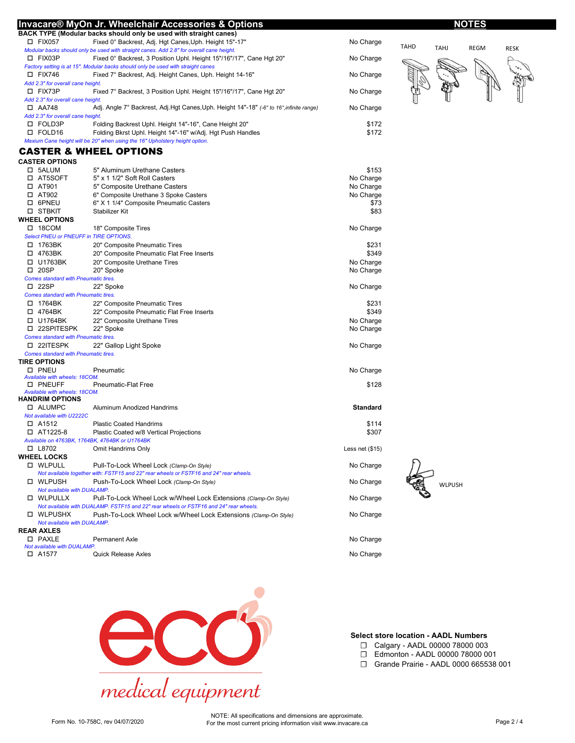## Invacare® MyOn Jr. Wheelchair Accessories & Options

**NOTES**

TAHD TAHJ REGM RESK

**BACK TYPE (Modular backs should only be used with straight canes)**

| Code | Description | Price |
|---|---|---|
| ☐ FIX057 | Fixed 0° Backrest, Adj. Hgt Canes,Uph. Height 15"-17" | No Charge |
| *Modular backs should only be used with straight canes. Add 2.8" for overall cane height.* | | |
| ☐ FIX03P | Fixed 0° Backrest, 3 Position Uphl. Height 15"/16"/17", Cane Hgt 20" | No Charge |
| *Factory setting is at 15". Modular backs should only be used with straight canes* | | |
| ☐ FIX746 | Fixed 7° Backrest, Adj. Height Canes, Uph. Height 14-16" | No Charge |
| *Add 2.3" for overall cane height.* | | |
| ☐ FIX73P | Fixed 7° Backrest, 3 Position Uphl. Height 15"/16"/17", Cane Hgt 20" | No Charge |
| *Add 2.3" for overall cane height.* | | |
| ☐ AA748 | Adj. Angle 7° Backrest, Adj.Hgt Canes,Uph. Height 14"-18" *(-6° to 16°,infinite range)* | No Charge |
| *Add 2.3" for overall cane height.* | | |
| ☐ FOLD3P | Folding Backrest Uphl. Height 14"-16", Cane Height 20" | $172 |
| ☐ FOLD16 | Folding Bkrst Uphl. Height 14"-16" w/Adj. Hgt Push Handles | $172 |
| *Maxium Cane height will be 20" when using the 16" Upholstery height option.* | | |

## CASTER & WHEEL OPTIONS

**CASTER OPTIONS**

| Code | Description | Price |
|---|---|---|
| ☐ 5ALUM | 5" Aluminum Urethane Casters | $153 |
| ☐ AT5SOFT | 5" x 1 1/2" Soft Roll Casters | No Charge |
| ☐ AT901 | 5" Composite Urethane Casters | No Charge |
| ☐ AT902 | 6" Composite Urethane 3 Spoke Casters | No Charge |
| ☐ 6PNEU | 6" X 1 1/4" Composite Pneumatic Casters | $73 |
| ☐ STBKIT | Stabilizer Kit | $83 |

**WHEEL OPTIONS**

| Code | Description | Price |
|---|---|---|
| ☐ 18COM | 18" Composite Tires | No Charge |
| *Select PNEU or PNEUFF in TIRE OPTIONS.* | | |
| ☐ 1763BK | 20" Composite Pneumatic Tires | $231 |
| ☐ 4763BK | 20" Composite Pneumatic Flat Free Inserts | $349 |
| ☐ U1763BK | 20" Composite Urethane Tires | No Charge |
| ☐ 20SP | 20" Spoke | No Charge |
| *Comes standard with Pneumatic tires.* | | |
| ☐ 22SP | 22" Spoke | No Charge |
| *Comes standard with Pneumatic tires.* | | |
| ☐ 1764BK | 22" Composite Pneumatic Tires | $231 |
| ☐ 4764BK | 22" Composite Pneumatic Flat Free Inserts | $349 |
| ☐ U1764BK | 22" Composite Urethane Tires | No Charge |
| ☐ 22SPITESPK | 22" Spoke | No Charge |
| *Comes standard with Pneumatic tires.* | | |
| ☐ 22ITESPK | 22" Gallop Light Spoke | No Charge |
| *Comes standard with Pneumatic tires.* | | |

**TIRE OPTIONS**

| Code | Description | Price |
|---|---|---|
| ☐ PNEU | Pneumatic | No Charge |
| *Available with wheels: 18COM.* | | |
| ☐ PNEUFF | Pneumatic-Flat Free | $128 |
| *Available with wheels: 18COM.* | | |

**HANDRIM OPTIONS**

| Code | Description | Price |
|---|---|---|
| ☐ ALUMPC | Aluminum Anodized Handrims | **Standard** |
| *Not available with U2222C* | | |
| ☐ A1512 | Plastic Coated Handrims | $114 |
| ☐ AT1225-8 | Plastic Coated w/8 Vertical Projections | $307 |
| *Available on 4763BK, 1764BK, 4764BK or U1764BK* | | |
| ☐ L8702 | Omit Handrims Only | Less net ($15) |

**WHEEL LOCKS**

| Code | Description | Price |
|---|---|---|
| ☐ WLPULL | Pull-To-Lock Wheel Lock *(Clamp-On Style)* | No Charge |
| *Not available together with: FSTF15 and 22" rear wheels or FSTF16 and 24" rear wheels.* | | |
| ☐ WLPUSH | Push-To-Lock Wheel Lock *(Clamp-On Style)* | No Charge |
| *Not available with DUALAMP.* | | |
| ☐ WLPULLX | Pull-To-Lock Wheel Lock w/Wheel Lock Extensions *(Clamp-On Style)* | No Charge |
| *Not available with DUALAMP. FSTF15 and 22" rear wheels or FSTF16 and 24" rear wheels.* | | |
| ☐ WLPUSHX | Push-To-Lock Wheel Lock w/Wheel Lock Extensions *(Clamp-On Style)* | No Charge |
| *Not available with DUALAMP.* | | |

WLPUSH

**REAR AXLES**

| Code | Description | Price |
|---|---|---|
| ☐ PAXLE | Permanent Axle | No Charge |
| *Not available with DUALAMP.* | | |
| ☐ A1577 | Quick Release Axles | No Charge |

eco medical equipment

**Select store location - AADL Numbers**

- ☐ Calgary - AADL 00000 78000 003
- ☐ Edmonton - AADL 00000 78000 001
- ☐ Grande Prairie - AADL 0000 665538 001

Form No. 10-758C, rev 04/07/2020

NOTE: All specifications and dimensions are approximate.
For the most current pricing information visit www.invacare.ca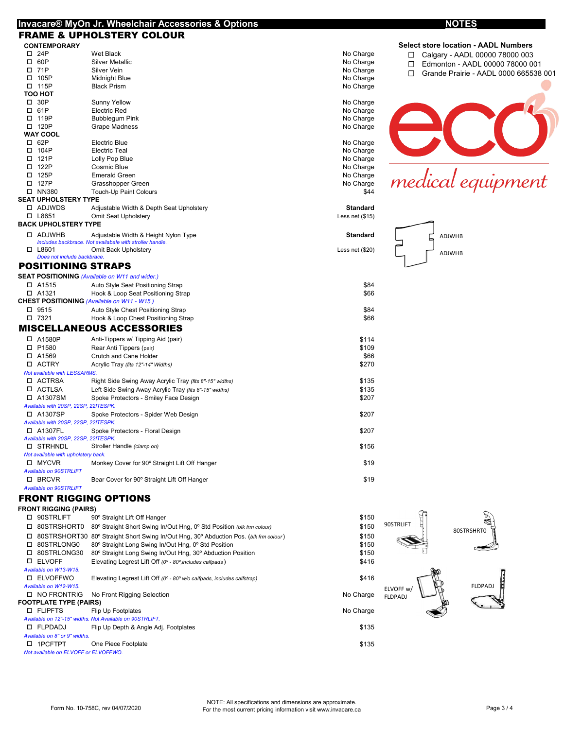# Invacare® MyOn Jr. Wheelchair Accessories & Options

## FRAME & UPHOLSTERY COLOUR

**CONTEMPORARY**

| | Code | Description | Price |
|---|---|---|---|
| ☐ | 24P | Wet Black | No Charge |
| ☐ | 60P | Silver Metallic | No Charge |
| ☐ | 71P | Silver Vein | No Charge |
| ☐ | 105P | Midnight Blue | No Charge |
| ☐ | 115P | Black Prism | No Charge |

**TOO HOT**

| | Code | Description | Price |
|---|---|---|---|
| ☐ | 30P | Sunny Yellow | No Charge |
| ☐ | 61P | Electric Red | No Charge |
| ☐ | 119P | Bubblegum Pink | No Charge |
| ☐ | 120P | Grape Madness | No Charge |

**WAY COOL**

| | Code | Description | Price |
|---|---|---|---|
| ☐ | 62P | Electric Blue | No Charge |
| ☐ | 104P | Electric Teal | No Charge |
| ☐ | 121P | Lolly Pop Blue | No Charge |
| ☐ | 122P | Cosmic Blue | No Charge |
| ☐ | 125P | Emerald Green | No Charge |
| ☐ | 127P | Grasshopper Green | No Charge |
| ☐ | NN380 | Touch-Up Paint Colours | $44 |

**SEAT UPHOLSTERY TYPE**

| | Code | Description | Price |
|---|---|---|---|
| ☐ | ADJWDS | Adjustable Width & Depth Seat Upholstery | **Standard** |
| ☐ | L8651 | Omit Seat Upholstery | Less net ($15) |

**BACK UPHOLSTERY TYPE**

| | Code | Description | Price |
|---|---|---|---|
| ☐ | ADJWHB | Adjustable Width & Height Nylon Type *Includes backbrace. Not available with stroller handle.* | **Standard** |
| ☐ | L8601 | Omit Back Upholstery *Does not include backbrace.* | Less net ($20) |

ADJWHB

ADJWHB

## POSITIONING STRAPS

**SEAT POSITIONING** *(Available on W11 and wider.)*

| | Code | Description | Price |
|---|---|---|---|
| ☐ | A1515 | Auto Style Seat Positioning Strap | $84 |
| ☐ | A1321 | Hook & Loop Seat Positioning Strap | $66 |

**CHEST POSITIONING** *(Available on W11 - W15.)*

| | Code | Description | Price |
|---|---|---|---|
| ☐ | 9515 | Auto Style Chest Positioning Strap | $84 |
| ☐ | 7321 | Hook & Loop Chest Positioning Strap | $66 |

## MISCELLANEOUS ACCESSORIES

| | Code | Description | Price |
|---|---|---|---|
| ☐ | A1580P | Anti-Tippers w/ Tipping Aid (pair) | $114 |
| ☐ | P1580 | Rear Anti Tippers *(pair)* | $109 |
| ☐ | A1569 | Crutch and Cane Holder | $66 |
| ☐ | ACTRY | Acrylic Tray *(fits 12"-14" Widths)* *Not available with LESSARMS.* | $270 |
| ☐ | ACTRSA | Right Side Swing Away Acrylic Tray *(fits 8"-15" widths)* | $135 |
| ☐ | ACTLSA | Left Side Swing Away Acrylic Tray *(fits 8"-15" widths)* | $135 |
| ☐ | A1307SM | Spoke Protectors - Smiley Face Design *Available with 20SP, 22SP, 22ITESPK.* | $207 |
| ☐ | A1307SP | Spoke Protectors - Spider Web Design *Available with 20SP, 22SP, 22ITESPK.* | $207 |
| ☐ | A1307FL | Spoke Protectors - Floral Design *Available with 20SP, 22SP, 22ITESPK.* | $207 |
| ☐ | STRHNDL | Stroller Handle *(clamp on)* *Not available with upholstery back.* | $156 |
| ☐ | MYCVR | Monkey Cover for 90º Straight Lift Off Hanger *Available on 90STRLIFT* | $19 |
| ☐ | BRCVR | Bear Cover for 90º Straight Lift Off Hanger *Available on 90STRLIFT* | $19 |

## FRONT RIGGING OPTIONS

**FRONT RIGGING (PAIRS)**

| | Code | Description | Price |
|---|---|---|---|
| ☐ | 90STRLIFT | 90º Straight Lift Off Hanger | $150 |
| ☐ | 80STRSHORT0 | 80º Straight Short Swing In/Out Hng, 0º Std Position *(blk frm colour)* | $150 |
| ☐ | 80STRSHORT30 | 80º Straight Short Swing In/Out Hng, 30º Abduction Pos. *(blk frm colour)* | $150 |
| ☐ | 80STRLONG0 | 80º Straight Long Swing In/Out Hng, 0º Std Position | $150 |
| ☐ | 80STRLONG30 | 80º Straight Long Swing In/Out Hng, 30º Abduction Position | $150 |
| ☐ | ELVOFF | Elevating Legrest Lift Off *(0º - 80º, includes calfpads)* *Available on W13-W15.* | $416 |
| ☐ | ELVOFFWO | Elevating Legrest Lift Off *(0º - 80º w/o calfpads, includes calfstrap)* *Available on W12-W15.* | $416 |
| ☐ | NO FRONTRIG | No Front Rigging Selection | No Charge |

**FOOTPLATE TYPE (PAIRS)**

| | Code | Description | Price |
|---|---|---|---|
| ☐ | FLIPFTS | Flip Up Footplates *Available on 12"-15" widths. Not Available on 90STRLIFT.* | No Charge |
| ☐ | FLPDADJ | Flip Up Depth & Angle Adj. Footplates *Available on 8" or 9" widths.* | $135 |
| ☐ | 1PCFTPT | One Piece Footplate *Not available on ELVOFF or ELVOFFWO.* | $135 |

90STRLIFT

80STRSHRT0

ELVOFF w/ FLDPADJ

FLDPADJ

## NOTES

**Select store location - AADL Numbers**

- ☐ Calgary - AADL 00000 78000 003
- ☐ Edmonton - AADL 00000 78000 001
- ☐ Grande Prairie - AADL 0000 665538 001

eco medical equipment

Form No. 10-758C, rev 04/07/2020

NOTE: All specifications and dimensions are approximate.
For the most current pricing information visit www.invacare.ca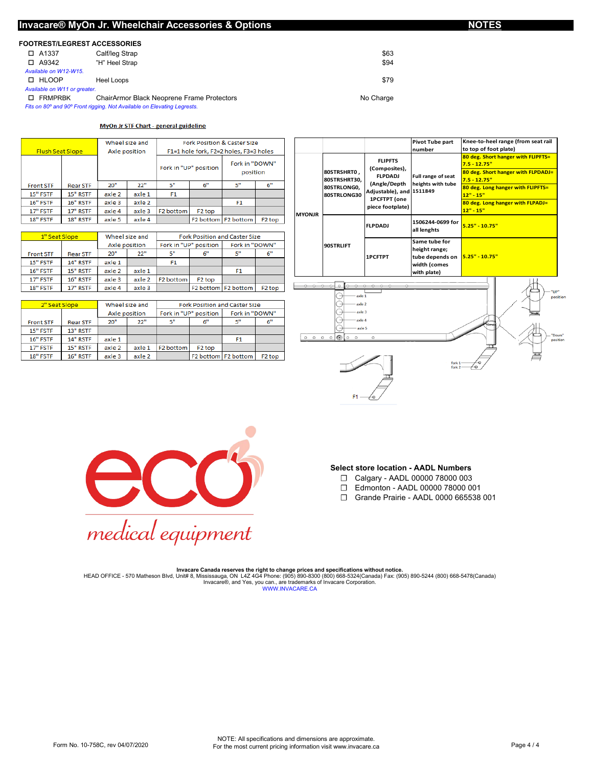## Invacare® MyOn Jr. Wheelchair Accessories & Options

**NOTES**

### FOOTREST/LEGREST ACCESSORIES

- ☐ A1337 Calf/leg Strap $63
- ☐ A9342 "H" Heel Strap $94

*Available on W12-W15.*

- ☐ HLOOP Heel Loops $79

*Available on W11 or greater.*

- ☐ FRMPRBK ChairArmor Black Neoprene Frame Protectors No Charge

*Fits on 80º and 90º Front rigging. Not Available on Elevating Legrests.*

**MyOn Jr STF Chart - general guideline**

| Flush Seat Slope | | Wheel size and Axle position | | Fork Position & Caster Size F1=1 hole fork, F2=2 holes, F3=3 holes | | | |
|---|---|---|---|---|---|---|---|
| | | | | Fork in "UP" position | | Fork in "DOWN" position | |
| Front STF | Rear STF | 20" | 22" | 5" | 6" | 5" | 6" |
| 15" FSTF | 15" RSTF | axle 2 | axle 1 | F1 | | | |
| 16" FSTF | 16" RSTF | axle 3 | axle 2 | | | F1 | |
| 17" FSTF | 17" RSTF | axle 4 | axle 3 | F2 bottom | F2 top | | |
| 18" FSTF | 18" RSTF | axle 5 | axle 4 | | F2 bottom | F2 bottom | F2 top |

| 1" Seat Slope | | Wheel size and Axle position | | Fork Position and Caster Size | | | |
|---|---|---|---|---|---|---|---|
| | | | | Fork in "UP" position | | Fork in "DOWN" | |
| Front STF | Rear STF | 20" | 22" | 5" | 6" | 5" | 6" |
| 15" FSTF | 14" RSTF | axle 1 | | F1 | | | |
| 16" FSTF | 15" RSTF | axle 2 | axle 1 | | | F1 | |
| 17" FSTF | 16" RSTF | axle 3 | axle 2 | F2 bottom | F2 top | | |
| 18" FSTF | 17" RSTF | axle 4 | axle 3 | | F2 bottom | F2 bottom | F2 top |

| 2" Seat Slope | | Wheel size and Axle position | | Fork Position and Caster Size | | | |
|---|---|---|---|---|---|---|---|
| | | | | Fork in "UP" position | | Fork in "DOWN" | |
| Front STF | Rear STF | 20" | 22" | 5" | 6" | 5" | 6" |
| 15" FSTF | 13" RSTF | | | | | | |
| 16" FSTF | 14" RSTF | axle 1 | | | | F1 | |
| 17" FSTF | 15" RSTF | axle 2 | axle 1 | F2 bottom | F2 top | | |
| 18" FSTF | 16" RSTF | axle 3 | axle 2 | | F2 bottom | F2 bottom | F2 top |

| | | | Pivot Tube part number | Knee-to-heel range (from seat rail to top of foot plate) |
|---|---|---|---|---|
| MYONJR | 80STRSHRT0, 80STRSHRT30, 80STRLONG0, 80STRLONG30 | FLIPFTS (Composites), FLPDADJ (Angle/Depth Adjustable), and 1PCFTPT (one piece footplate) | Full range of seat heights with tube 1511849 | 80 deg. Short hanger with FLIPFTS= 7.5 - 12.75"; 80 deg. Short hanger with FLPDADJ= 7.5 - 12.75"; 80 deg. Long hanger with FLIPFTS= 12" - 15"; 80 deg. Long hanger with FLPDADJ= 12" - 15" |
| | 90STRLIFT | FLPDADJ | 1506244-0699 for all lenghts | 5.25" - 10.75" |
| | | 1PCFTPT | Same tube for height range; tube depends on width (comes with plate) | 5.25" - 10.75" |

axle 1
axle 2
axle 3
axle 4
axle 5
"UP" position
"Down" position
Fork 1
fork 2
F1

**Select store location - AADL Numbers**

- ☐ Calgary - AADL 00000 78000 003
- ☐ Edmonton - AADL 00000 78000 001
- ☐ Grande Prairie - AADL 0000 665538 001

**Invacare Canada reserves the right to change prices and specifications without notice.**
HEAD OFFICE - 570 Matheson Blvd, Unit# 8, Mississauga, ON L4Z 4G4 Phone: (905) 890-8300 (800) 668-5324(Canada) Fax: (905) 890-5244 (800) 668-5478(Canada)
Invacare®, and Yes, you can., are trademarks of Invacare Corporation.
WWW.INVACARE.CA

Form No. 10-758C, rev 04/07/2020

NOTE: All specifications and dimensions are approximate.
For the most current pricing information visit www.invacare.ca